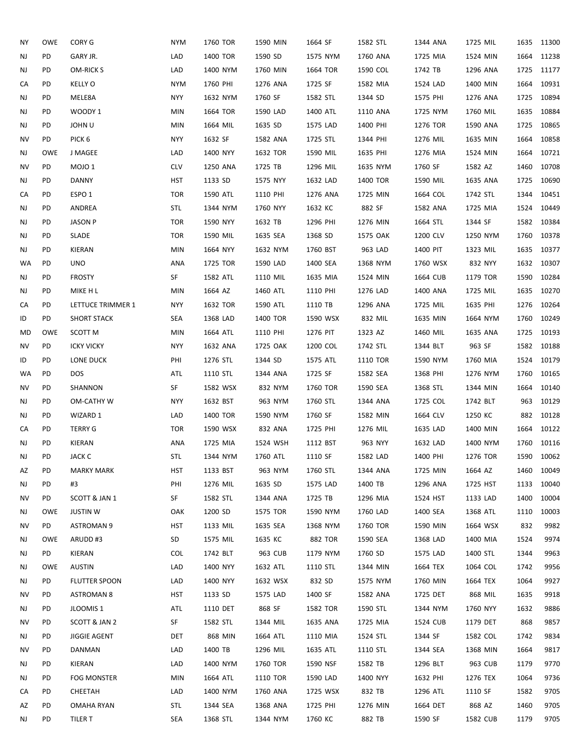| | | | | | | | | | | | | | | | | | | | |
|---|---|---|---|---|---|---|---|---|---|---|---|---|---|---|---|---|---|---|---|
| NY | OWE | CORY G | NYM | 1760 | TOR | 1590 | MIN | 1664 | SF | 1582 | STL | 1344 | ANA | 1725 | MIL | 1635 | 11300 |
| NJ | PD | GARY JR. | LAD | 1400 | TOR | 1590 | SD | 1575 | NYM | 1760 | ANA | 1725 | MIA | 1524 | MIN | 1664 | 11238 |
| NJ | PD | OM-RICK S | LAD | 1400 | NYM | 1760 | MIN | 1664 | TOR | 1590 | COL | 1742 | TB | 1296 | ANA | 1725 | 11177 |
| CA | PD | KELLY O | NYM | 1760 | PHI | 1276 | ANA | 1725 | SF | 1582 | MIA | 1524 | LAD | 1400 | MIN | 1664 | 10931 |
| NJ | PD | MELE8A | NYY | 1632 | NYM | 1760 | SF | 1582 | STL | 1344 | SD | 1575 | PHI | 1276 | ANA | 1725 | 10894 |
| NJ | PD | WOODY 1 | MIN | 1664 | TOR | 1590 | LAD | 1400 | ATL | 1110 | ANA | 1725 | NYM | 1760 | MIL | 1635 | 10884 |
| NJ | PD | JOHN U | MIN | 1664 | MIL | 1635 | SD | 1575 | LAD | 1400 | PHI | 1276 | TOR | 1590 | ANA | 1725 | 10865 |
| NV | PD | PICK 6 | NYY | 1632 | SF | 1582 | ANA | 1725 | STL | 1344 | PHI | 1276 | MIL | 1635 | MIN | 1664 | 10858 |
| NJ | OWE | J MAGEE | LAD | 1400 | NYY | 1632 | TOR | 1590 | MIL | 1635 | PHI | 1276 | MIA | 1524 | MIN | 1664 | 10721 |
| NV | PD | MOJO 1 | CLV | 1250 | ANA | 1725 | TB | 1296 | MIL | 1635 | NYM | 1760 | SF | 1582 | AZ | 1460 | 10708 |
| NJ | PD | DANNY | HST | 1133 | SD | 1575 | NYY | 1632 | LAD | 1400 | TOR | 1590 | MIL | 1635 | ANA | 1725 | 10690 |
| CA | PD | ESPO 1 | TOR | 1590 | ATL | 1110 | PHI | 1276 | ANA | 1725 | MIN | 1664 | COL | 1742 | STL | 1344 | 10451 |
| NJ | PD | ANDREA | STL | 1344 | NYM | 1760 | NYY | 1632 | KC | 882 | SF | 1582 | ANA | 1725 | MIA | 1524 | 10449 |
| NJ | PD | JASON P | TOR | 1590 | NYY | 1632 | TB | 1296 | PHI | 1276 | MIN | 1664 | STL | 1344 | SF | 1582 | 10384 |
| NJ | PD | SLADE | TOR | 1590 | MIL | 1635 | SEA | 1368 | SD | 1575 | OAK | 1200 | CLV | 1250 | NYM | 1760 | 10378 |
| NJ | PD | KIERAN | MIN | 1664 | NYY | 1632 | NYM | 1760 | BST | 963 | LAD | 1400 | PIT | 1323 | MIL | 1635 | 10377 |
| WA | PD | UNO | ANA | 1725 | TOR | 1590 | LAD | 1400 | SEA | 1368 | NYM | 1760 | WSX | 832 | NYY | 1632 | 10307 |
| NJ | PD | FROSTY | SF | 1582 | ATL | 1110 | MIL | 1635 | MIA | 1524 | MIN | 1664 | CUB | 1179 | TOR | 1590 | 10284 |
| NJ | PD | MIKE H L | MIN | 1664 | AZ | 1460 | ATL | 1110 | PHI | 1276 | LAD | 1400 | ANA | 1725 | MIL | 1635 | 10270 |
| CA | PD | LETTUCE TRIMMER 1 | NYY | 1632 | TOR | 1590 | ATL | 1110 | TB | 1296 | ANA | 1725 | MIL | 1635 | PHI | 1276 | 10264 |
| ID | PD | SHORT STACK | SEA | 1368 | LAD | 1400 | TOR | 1590 | WSX | 832 | MIL | 1635 | MIN | 1664 | NYM | 1760 | 10249 |
| MD | OWE | SCOTT M | MIN | 1664 | ATL | 1110 | PHI | 1276 | PIT | 1323 | AZ | 1460 | MIL | 1635 | ANA | 1725 | 10193 |
| NV | PD | ICKY VICKY | NYY | 1632 | ANA | 1725 | OAK | 1200 | COL | 1742 | STL | 1344 | BLT | 963 | SF | 1582 | 10188 |
| ID | PD | LONE DUCK | PHI | 1276 | STL | 1344 | SD | 1575 | ATL | 1110 | TOR | 1590 | NYM | 1760 | MIA | 1524 | 10179 |
| WA | PD | DOS | ATL | 1110 | STL | 1344 | ANA | 1725 | SF | 1582 | SEA | 1368 | PHI | 1276 | NYM | 1760 | 10165 |
| NV | PD | SHANNON | SF | 1582 | WSX | 832 | NYM | 1760 | TOR | 1590 | SEA | 1368 | STL | 1344 | MIN | 1664 | 10140 |
| NJ | PD | OM-CATHY W | NYY | 1632 | BST | 963 | NYM | 1760 | STL | 1344 | ANA | 1725 | COL | 1742 | BLT | 963 | 10129 |
| NJ | PD | WIZARD 1 | LAD | 1400 | TOR | 1590 | NYM | 1760 | SF | 1582 | MIN | 1664 | CLV | 1250 | KC | 882 | 10128 |
| CA | PD | TERRY G | TOR | 1590 | WSX | 832 | ANA | 1725 | PHI | 1276 | MIL | 1635 | LAD | 1400 | MIN | 1664 | 10122 |
| NJ | PD | KIERAN | ANA | 1725 | MIA | 1524 | WSH | 1112 | BST | 963 | NYY | 1632 | LAD | 1400 | NYM | 1760 | 10116 |
| NJ | PD | JACK C | STL | 1344 | NYM | 1760 | ATL | 1110 | SF | 1582 | LAD | 1400 | PHI | 1276 | TOR | 1590 | 10062 |
| AZ | PD | MARKY MARK | HST | 1133 | BST | 963 | NYM | 1760 | STL | 1344 | ANA | 1725 | MIN | 1664 | AZ | 1460 | 10049 |
| NJ | PD | #3 | PHI | 1276 | MIL | 1635 | SD | 1575 | LAD | 1400 | TB | 1296 | ANA | 1725 | HST | 1133 | 10040 |
| NV | PD | SCOTT & JAN 1 | SF | 1582 | STL | 1344 | ANA | 1725 | TB | 1296 | MIA | 1524 | HST | 1133 | LAD | 1400 | 10004 |
| NJ | OWE | JUSTIN W | OAK | 1200 | SD | 1575 | TOR | 1590 | NYM | 1760 | LAD | 1400 | SEA | 1368 | ATL | 1110 | 10003 |
| NV | PD | ASTROMAN 9 | HST | 1133 | MIL | 1635 | SEA | 1368 | NYM | 1760 | TOR | 1590 | MIN | 1664 | WSX | 832 | 9982 |
| NJ | OWE | ARUDD #3 | SD | 1575 | MIL | 1635 | KC | 882 | TOR | 1590 | SEA | 1368 | LAD | 1400 | MIA | 1524 | 9974 |
| NJ | PD | KIERAN | COL | 1742 | BLT | 963 | CUB | 1179 | NYM | 1760 | SD | 1575 | LAD | 1400 | STL | 1344 | 9963 |
| NJ | OWE | AUSTIN | LAD | 1400 | NYY | 1632 | ATL | 1110 | STL | 1344 | MIN | 1664 | TEX | 1064 | COL | 1742 | 9956 |
| NJ | PD | FLUTTER SPOON | LAD | 1400 | NYY | 1632 | WSX | 832 | SD | 1575 | NYM | 1760 | MIN | 1664 | TEX | 1064 | 9927 |
| NV | PD | ASTROMAN 8 | HST | 1133 | SD | 1575 | LAD | 1400 | SF | 1582 | ANA | 1725 | DET | 868 | MIL | 1635 | 9918 |
| NJ | PD | JLOOMIS 1 | ATL | 1110 | DET | 868 | SF | 1582 | TOR | 1590 | STL | 1344 | NYM | 1760 | NYY | 1632 | 9886 |
| NV | PD | SCOTT & JAN 2 | SF | 1582 | STL | 1344 | MIL | 1635 | ANA | 1725 | MIA | 1524 | CUB | 1179 | DET | 868 | 9857 |
| NJ | PD | JIGGIE AGENT | DET | 868 | MIN | 1664 | ATL | 1110 | MIA | 1524 | STL | 1344 | SF | 1582 | COL | 1742 | 9834 |
| NV | PD | DANMAN | LAD | 1400 | TB | 1296 | MIL | 1635 | ATL | 1110 | STL | 1344 | SEA | 1368 | MIN | 1664 | 9817 |
| NJ | PD | KIERAN | LAD | 1400 | NYM | 1760 | TOR | 1590 | NSF | 1582 | TB | 1296 | BLT | 963 | CUB | 1179 | 9770 |
| NJ | PD | FOG MONSTER | MIN | 1664 | ATL | 1110 | TOR | 1590 | LAD | 1400 | NYY | 1632 | PHI | 1276 | TEX | 1064 | 9736 |
| CA | PD | CHEETAH | LAD | 1400 | NYM | 1760 | ANA | 1725 | WSX | 832 | TB | 1296 | ATL | 1110 | SF | 1582 | 9705 |
| AZ | PD | OMAHA RYAN | STL | 1344 | SEA | 1368 | ANA | 1725 | PHI | 1276 | MIN | 1664 | DET | 868 | AZ | 1460 | 9705 |
| NJ | PD | TILER T | SEA | 1368 | STL | 1344 | NYM | 1760 | KC | 882 | TB | 1590 | SF | 1582 | CUB | 1179 | 9705 |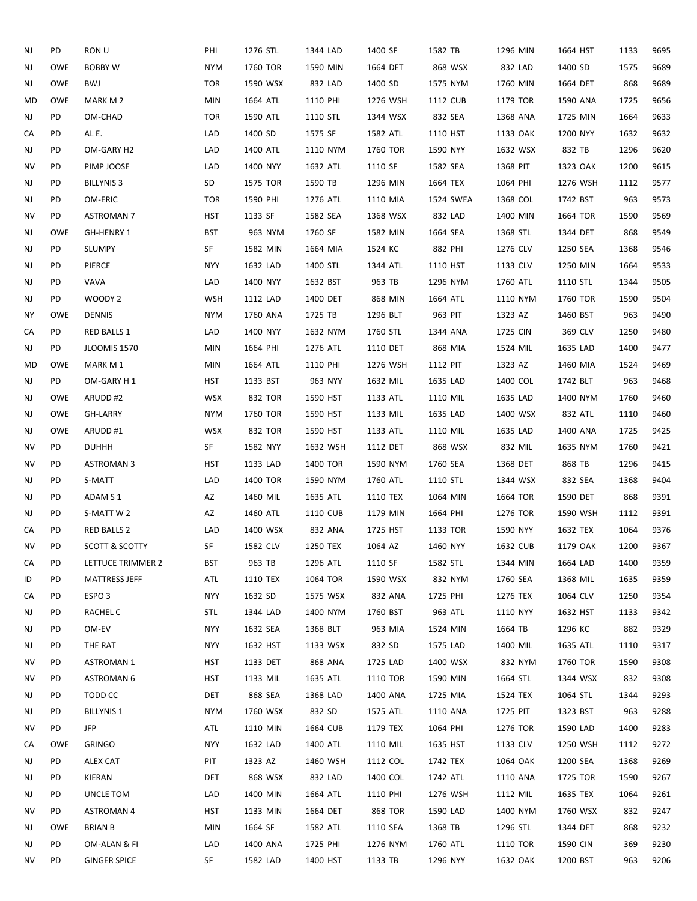| | | | | | | | | | | | |
|---|---|---|---|---|---|---|---|---|---|---|---|
| NJ | PD | RON U | PHI | 1276 STL | 1344 LAD | 1400 SF | 1582 TB | 1296 MIN | 1664 HST | 1133 | 9695 |
| NJ | OWE | BOBBY W | NYM | 1760 TOR | 1590 MIN | 1664 DET | 868 WSX | 832 LAD | 1400 SD | 1575 | 9689 |
| NJ | OWE | BWJ | TOR | 1590 WSX | 832 LAD | 1400 SD | 1575 NYM | 1760 MIN | 1664 DET | 868 | 9689 |
| MD | OWE | MARK M 2 | MIN | 1664 ATL | 1110 PHI | 1276 WSH | 1112 CUB | 1179 TOR | 1590 ANA | 1725 | 9656 |
| NJ | PD | OM-CHAD | TOR | 1590 ATL | 1110 STL | 1344 WSX | 832 SEA | 1368 ANA | 1725 MIN | 1664 | 9633 |
| CA | PD | AL E. | LAD | 1400 SD | 1575 SF | 1582 ATL | 1110 HST | 1133 OAK | 1200 NYY | 1632 | 9632 |
| NJ | PD | OM-GARY H2 | LAD | 1400 ATL | 1110 NYM | 1760 TOR | 1590 NYY | 1632 WSX | 832 TB | 1296 | 9620 |
| NV | PD | PIMP JOOSE | LAD | 1400 NYY | 1632 ATL | 1110 SF | 1582 SEA | 1368 PIT | 1323 OAK | 1200 | 9615 |
| NJ | PD | BILLYNIS 3 | SD | 1575 TOR | 1590 TB | 1296 MIN | 1664 TEX | 1064 PHI | 1276 WSH | 1112 | 9577 |
| NJ | PD | OM-ERIC | TOR | 1590 PHI | 1276 ATL | 1110 MIA | 1524 SWEA | 1368 COL | 1742 BST | 963 | 9573 |
| NV | PD | ASTROMAN 7 | HST | 1133 SF | 1582 SEA | 1368 WSX | 832 LAD | 1400 MIN | 1664 TOR | 1590 | 9569 |
| NJ | OWE | GH-HENRY 1 | BST | 963 NYM | 1760 SF | 1582 MIN | 1664 SEA | 1368 STL | 1344 DET | 868 | 9549 |
| NJ | PD | SLUMPY | SF | 1582 MIN | 1664 MIA | 1524 KC | 882 PHI | 1276 CLV | 1250 SEA | 1368 | 9546 |
| NJ | PD | PIERCE | NYY | 1632 LAD | 1400 STL | 1344 ATL | 1110 HST | 1133 CLV | 1250 MIN | 1664 | 9533 |
| NJ | PD | VAVA | LAD | 1400 NYY | 1632 BST | 963 TB | 1296 NYM | 1760 ATL | 1110 STL | 1344 | 9505 |
| NJ | PD | WOODY 2 | WSH | 1112 LAD | 1400 DET | 868 MIN | 1664 ATL | 1110 NYM | 1760 TOR | 1590 | 9504 |
| NY | OWE | DENNIS | NYM | 1760 ANA | 1725 TB | 1296 BLT | 963 PIT | 1323 AZ | 1460 BST | 963 | 9490 |
| CA | PD | RED BALLS 1 | LAD | 1400 NYY | 1632 NYM | 1760 STL | 1344 ANA | 1725 CIN | 369 CLV | 1250 | 9480 |
| NJ | PD | JLOOMIS 1570 | MIN | 1664 PHI | 1276 ATL | 1110 DET | 868 MIA | 1524 MIL | 1635 LAD | 1400 | 9477 |
| MD | OWE | MARK M 1 | MIN | 1664 ATL | 1110 PHI | 1276 WSH | 1112 PIT | 1323 AZ | 1460 MIA | 1524 | 9469 |
| NJ | PD | OM-GARY H 1 | HST | 1133 BST | 963 NYY | 1632 MIL | 1635 LAD | 1400 COL | 1742 BLT | 963 | 9468 |
| NJ | OWE | ARUDD #2 | WSX | 832 TOR | 1590 HST | 1133 ATL | 1110 MIL | 1635 LAD | 1400 NYM | 1760 | 9460 |
| NJ | OWE | GH-LARRY | NYM | 1760 TOR | 1590 HST | 1133 MIL | 1635 LAD | 1400 WSX | 832 ATL | 1110 | 9460 |
| NJ | OWE | ARUDD #1 | WSX | 832 TOR | 1590 HST | 1133 ATL | 1110 MIL | 1635 LAD | 1400 ANA | 1725 | 9425 |
| NV | PD | DUHHH | SF | 1582 NYY | 1632 WSH | 1112 DET | 868 WSX | 832 MIL | 1635 NYM | 1760 | 9421 |
| NV | PD | ASTROMAN 3 | HST | 1133 LAD | 1400 TOR | 1590 NYM | 1760 SEA | 1368 DET | 868 TB | 1296 | 9415 |
| NJ | PD | S-MATT | LAD | 1400 TOR | 1590 NYM | 1760 ATL | 1110 STL | 1344 WSX | 832 SEA | 1368 | 9404 |
| NJ | PD | ADAM S 1 | AZ | 1460 MIL | 1635 ATL | 1110 TEX | 1064 MIN | 1664 TOR | 1590 DET | 868 | 9391 |
| NJ | PD | S-MATT W 2 | AZ | 1460 ATL | 1110 CUB | 1179 MIN | 1664 PHI | 1276 TOR | 1590 WSH | 1112 | 9391 |
| CA | PD | RED BALLS 2 | LAD | 1400 WSX | 832 ANA | 1725 HST | 1133 TOR | 1590 NYY | 1632 TEX | 1064 | 9376 |
| NV | PD | SCOTT & SCOTTY | SF | 1582 CLV | 1250 TEX | 1064 AZ | 1460 NYY | 1632 CUB | 1179 OAK | 1200 | 9367 |
| CA | PD | LETTUCE TRIMMER 2 | BST | 963 TB | 1296 ATL | 1110 SF | 1582 STL | 1344 MIN | 1664 LAD | 1400 | 9359 |
| ID | PD | MATTRESS JEFF | ATL | 1110 TEX | 1064 TOR | 1590 WSX | 832 NYM | 1760 SEA | 1368 MIL | 1635 | 9359 |
| CA | PD | ESPO 3 | NYY | 1632 SD | 1575 WSX | 832 ANA | 1725 PHI | 1276 TEX | 1064 CLV | 1250 | 9354 |
| NJ | PD | RACHEL C | STL | 1344 LAD | 1400 NYM | 1760 BST | 963 ATL | 1110 NYY | 1632 HST | 1133 | 9342 |
| NJ | PD | OM-EV | NYY | 1632 SEA | 1368 BLT | 963 MIA | 1524 MIN | 1664 TB | 1296 KC | 882 | 9329 |
| NJ | PD | THE RAT | NYY | 1632 HST | 1133 WSX | 832 SD | 1575 LAD | 1400 MIL | 1635 ATL | 1110 | 9317 |
| NV | PD | ASTROMAN 1 | HST | 1133 DET | 868 ANA | 1725 LAD | 1400 WSX | 832 NYM | 1760 TOR | 1590 | 9308 |
| NV | PD | ASTROMAN 6 | HST | 1133 MIL | 1635 ATL | 1110 TOR | 1590 MIN | 1664 STL | 1344 WSX | 832 | 9308 |
| NJ | PD | TODD CC | DET | 868 SEA | 1368 LAD | 1400 ANA | 1725 MIA | 1524 TEX | 1064 STL | 1344 | 9293 |
| NJ | PD | BILLYNIS 1 | NYM | 1760 WSX | 832 SD | 1575 ATL | 1110 ANA | 1725 PIT | 1323 BST | 963 | 9288 |
| NV | PD | JFP | ATL | 1110 MIN | 1664 CUB | 1179 TEX | 1064 PHI | 1276 TOR | 1590 LAD | 1400 | 9283 |
| CA | OWE | GRINGO | NYY | 1632 LAD | 1400 ATL | 1110 MIL | 1635 HST | 1133 CLV | 1250 WSH | 1112 | 9272 |
| NJ | PD | ALEX CAT | PIT | 1323 AZ | 1460 WSH | 1112 COL | 1742 TEX | 1064 OAK | 1200 SEA | 1368 | 9269 |
| NJ | PD | KIERAN | DET | 868 WSX | 832 LAD | 1400 COL | 1742 ATL | 1110 ANA | 1725 TOR | 1590 | 9267 |
| NJ | PD | UNCLE TOM | LAD | 1400 MIN | 1664 ATL | 1110 PHI | 1276 WSH | 1112 MIL | 1635 TEX | 1064 | 9261 |
| NV | PD | ASTROMAN 4 | HST | 1133 MIN | 1664 DET | 868 TOR | 1590 LAD | 1400 NYM | 1760 WSX | 832 | 9247 |
| NJ | OWE | BRIAN B | MIN | 1664 SF | 1582 ATL | 1110 SEA | 1368 TB | 1296 STL | 1344 DET | 868 | 9232 |
| NJ | PD | OM-ALAN & FI | LAD | 1400 ANA | 1725 PHI | 1276 NYM | 1760 ATL | 1110 TOR | 1590 CIN | 369 | 9230 |
| NV | PD | GINGER SPICE | SF | 1582 LAD | 1400 HST | 1133 TB | 1296 NYY | 1632 OAK | 1200 BST | 963 | 9206 |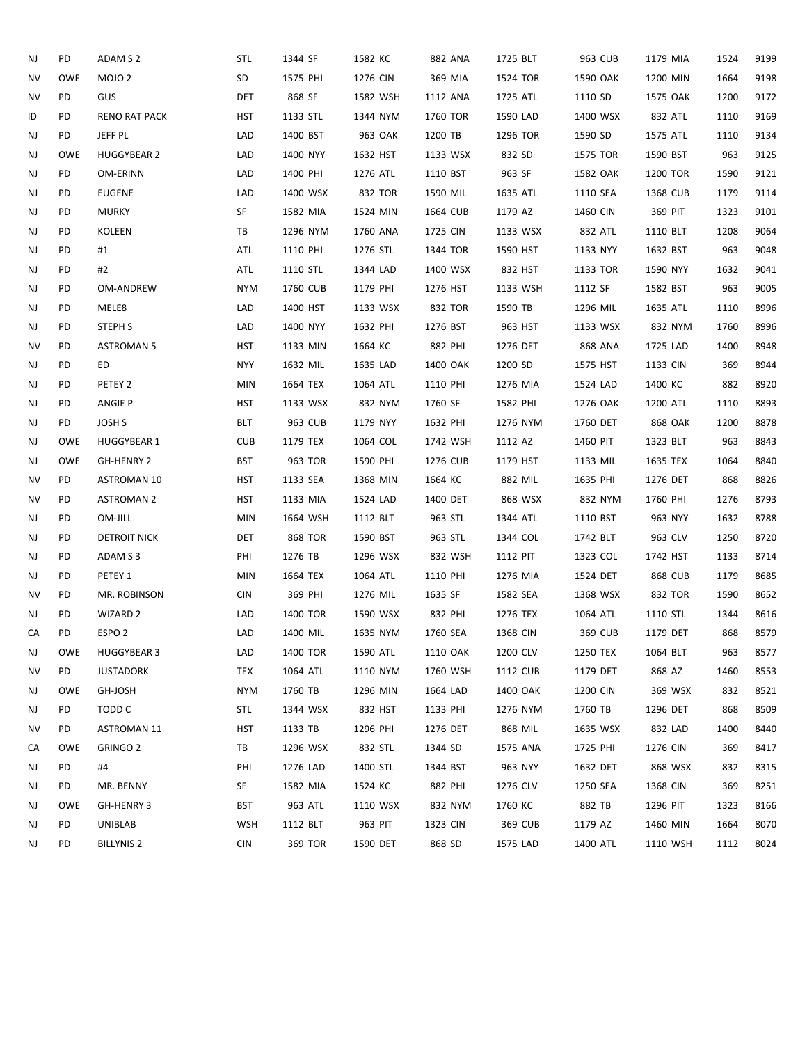| | | | | | | | | | | | | | | | | | | | |
|---|---|---|---|---|---|---|---|---|---|---|---|---|---|---|---|---|---|---|---|
| NJ | PD | ADAM S 2 | STL | 1344 | SF | 1582 | KC | 882 | ANA | 1725 | BLT | 963 | CUB | 1179 | MIA | 1524 | 9199 |
| NV | OWE | MOJO 2 | SD | 1575 | PHI | 1276 | CIN | 369 | MIA | 1524 | TOR | 1590 | OAK | 1200 | MIN | 1664 | 9198 |
| NV | PD | GUS | DET | 868 | SF | 1582 | WSH | 1112 | ANA | 1725 | ATL | 1110 | SD | 1575 | OAK | 1200 | 9172 |
| ID | PD | RENO RAT PACK | HST | 1133 | STL | 1344 | NYM | 1760 | TOR | 1590 | LAD | 1400 | WSX | 832 | ATL | 1110 | 9169 |
| NJ | PD | JEFF PL | LAD | 1400 | BST | 963 | OAK | 1200 | TB | 1296 | TOR | 1590 | SD | 1575 | ATL | 1110 | 9134 |
| NJ | OWE | HUGGYBEAR 2 | LAD | 1400 | NYY | 1632 | HST | 1133 | WSX | 832 | SD | 1575 | TOR | 1590 | BST | 963 | 9125 |
| NJ | PD | OM-ERINN | LAD | 1400 | PHI | 1276 | ATL | 1110 | BST | 963 | SF | 1582 | OAK | 1200 | TOR | 1590 | 9121 |
| NJ | PD | EUGENE | LAD | 1400 | WSX | 832 | TOR | 1590 | MIL | 1635 | ATL | 1110 | SEA | 1368 | CUB | 1179 | 9114 |
| NJ | PD | MURKY | SF | 1582 | MIA | 1524 | MIN | 1664 | CUB | 1179 | AZ | 1460 | CIN | 369 | PIT | 1323 | 9101 |
| NJ | PD | KOLEEN | TB | 1296 | NYM | 1760 | ANA | 1725 | CIN | 1133 | WSX | 832 | ATL | 1110 | BLT | 1208 | 9064 |
| NJ | PD | #1 | ATL | 1110 | PHI | 1276 | STL | 1344 | TOR | 1590 | HST | 1133 | NYY | 1632 | BST | 963 | 9048 |
| NJ | PD | #2 | ATL | 1110 | STL | 1344 | LAD | 1400 | WSX | 832 | HST | 1133 | TOR | 1590 | NYY | 1632 | 9041 |
| NJ | PD | OM-ANDREW | NYM | 1760 | CUB | 1179 | PHI | 1276 | HST | 1133 | WSH | 1112 | SF | 1582 | BST | 963 | 9005 |
| NJ | PD | MELE8 | LAD | 1400 | HST | 1133 | WSX | 832 | TOR | 1590 | TB | 1296 | MIL | 1635 | ATL | 1110 | 8996 |
| NJ | PD | STEPH S | LAD | 1400 | NYY | 1632 | PHI | 1276 | BST | 963 | HST | 1133 | WSX | 832 | NYM | 1760 | 8996 |
| NV | PD | ASTROMAN 5 | HST | 1133 | MIN | 1664 | KC | 882 | PHI | 1276 | DET | 868 | ANA | 1725 | LAD | 1400 | 8948 |
| NJ | PD | ED | NYY | 1632 | MIL | 1635 | LAD | 1400 | OAK | 1200 | SD | 1575 | HST | 1133 | CIN | 369 | 8944 |
| NJ | PD | PETEY 2 | MIN | 1664 | TEX | 1064 | ATL | 1110 | PHI | 1276 | MIA | 1524 | LAD | 1400 | KC | 882 | 8920 |
| NJ | PD | ANGIE P | HST | 1133 | WSX | 832 | NYM | 1760 | SF | 1582 | PHI | 1276 | OAK | 1200 | ATL | 1110 | 8893 |
| NJ | PD | JOSH S | BLT | 963 | CUB | 1179 | NYY | 1632 | PHI | 1276 | NYM | 1760 | DET | 868 | OAK | 1200 | 8878 |
| NJ | OWE | HUGGYBEAR 1 | CUB | 1179 | TEX | 1064 | COL | 1742 | WSH | 1112 | AZ | 1460 | PIT | 1323 | BLT | 963 | 8843 |
| NJ | OWE | GH-HENRY 2 | BST | 963 | TOR | 1590 | PHI | 1276 | CUB | 1179 | HST | 1133 | MIL | 1635 | TEX | 1064 | 8840 |
| NV | PD | ASTROMAN 10 | HST | 1133 | SEA | 1368 | MIN | 1664 | KC | 882 | MIL | 1635 | PHI | 1276 | DET | 868 | 8826 |
| NV | PD | ASTROMAN 2 | HST | 1133 | MIA | 1524 | LAD | 1400 | DET | 868 | WSX | 832 | NYM | 1760 | PHI | 1276 | 8793 |
| NJ | PD | OM-JILL | MIN | 1664 | WSH | 1112 | BLT | 963 | STL | 1344 | ATL | 1110 | BST | 963 | NYY | 1632 | 8788 |
| NJ | PD | DETROIT NICK | DET | 868 | TOR | 1590 | BST | 963 | STL | 1344 | COL | 1742 | BLT | 963 | CLV | 1250 | 8720 |
| NJ | PD | ADAM S 3 | PHI | 1276 | TB | 1296 | WSX | 832 | WSH | 1112 | PIT | 1323 | COL | 1742 | HST | 1133 | 8714 |
| NJ | PD | PETEY 1 | MIN | 1664 | TEX | 1064 | ATL | 1110 | PHI | 1276 | MIA | 1524 | DET | 868 | CUB | 1179 | 8685 |
| NV | PD | MR. ROBINSON | CIN | 369 | PHI | 1276 | MIL | 1635 | SF | 1582 | SEA | 1368 | WSX | 832 | TOR | 1590 | 8652 |
| NJ | PD | WIZARD 2 | LAD | 1400 | TOR | 1590 | WSX | 832 | PHI | 1276 | TEX | 1064 | ATL | 1110 | STL | 1344 | 8616 |
| CA | PD | ESPO 2 | LAD | 1400 | MIL | 1635 | NYM | 1760 | SEA | 1368 | CIN | 369 | CUB | 1179 | DET | 868 | 8579 |
| NJ | OWE | HUGGYBEAR 3 | LAD | 1400 | TOR | 1590 | ATL | 1110 | OAK | 1200 | CLV | 1250 | TEX | 1064 | BLT | 963 | 8577 |
| NV | PD | JUSTADORK | TEX | 1064 | ATL | 1110 | NYM | 1760 | WSH | 1112 | CUB | 1179 | DET | 868 | AZ | 1460 | 8553 |
| NJ | OWE | GH-JOSH | NYM | 1760 | TB | 1296 | MIN | 1664 | LAD | 1400 | OAK | 1200 | CIN | 369 | WSX | 832 | 8521 |
| NJ | PD | TODD C | STL | 1344 | WSX | 832 | HST | 1133 | PHI | 1276 | NYM | 1760 | TB | 1296 | DET | 868 | 8509 |
| NV | PD | ASTROMAN 11 | HST | 1133 | TB | 1296 | PHI | 1276 | DET | 868 | MIL | 1635 | WSX | 832 | LAD | 1400 | 8440 |
| CA | OWE | GRINGO 2 | TB | 1296 | WSX | 832 | STL | 1344 | SD | 1575 | ANA | 1725 | PHI | 1276 | CIN | 369 | 8417 |
| NJ | PD | #4 | PHI | 1276 | LAD | 1400 | STL | 1344 | BST | 963 | NYY | 1632 | DET | 868 | WSX | 832 | 8315 |
| NJ | PD | MR. BENNY | SF | 1582 | MIA | 1524 | KC | 882 | PHI | 1276 | CLV | 1250 | SEA | 1368 | CIN | 369 | 8251 |
| NJ | OWE | GH-HENRY 3 | BST | 963 | ATL | 1110 | WSX | 832 | NYM | 1760 | KC | 882 | TB | 1296 | PIT | 1323 | 8166 |
| NJ | PD | UNIBLAB | WSH | 1112 | BLT | 963 | PIT | 1323 | CIN | 369 | CUB | 1179 | AZ | 1460 | MIN | 1664 | 8070 |
| NJ | PD | BILLYNIS 2 | CIN | 369 | TOR | 1590 | DET | 868 | SD | 1575 | LAD | 1400 | ATL | 1110 | WSH | 1112 | 8024 |